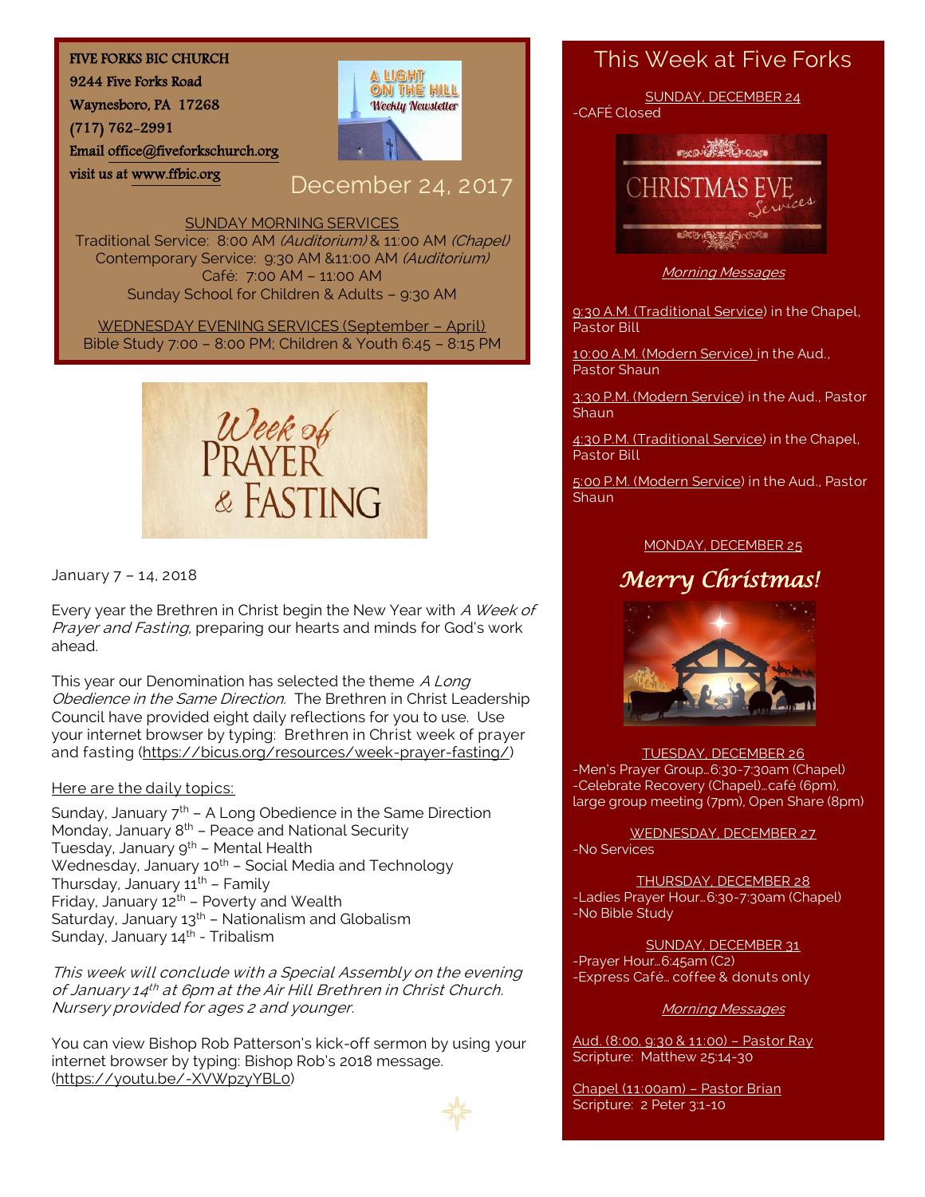FIVE FORKS BIC CHURCH
9244 Five Forks Road
Waynesboro, PA 17268
(717) 762-2991
Email office@fiveforkschurch.org
visit us at www.ffbic.org

A LIGHT ON THE HILL
Weekly Newsletter

December 24, 2017

SUNDAY MORNING SERVICES
Traditional Service: 8:00 AM *(Auditorium)* & 11:00 AM *(Chapel)*
Contemporary Service: 9:30 AM &11:00 AM *(Auditorium)*
Café: 7:00 AM – 11:00 AM
Sunday School for Children & Adults – 9:30 AM

WEDNESDAY EVENING SERVICES (September – April)
Bible Study 7:00 – 8:00 PM; Children & Youth 6:45 – 8:15 PM

## Week of PRAYER & FASTING

January 7 – 14, 2018

Every year the Brethren in Christ begin the New Year with *A Week of Prayer and Fasting*, preparing our hearts and minds for God's work ahead.

This year our Denomination has selected the theme *A Long Obedience in the Same Direction*. The Brethren in Christ Leadership Council have provided eight daily reflections for you to use. Use your internet browser by typing: Brethren in Christ week of prayer and fasting (https://bicus.org/resources/week-prayer-fasting/)

Here are the daily topics:

Sunday, January 7th – A Long Obedience in the Same Direction
Monday, January 8th – Peace and National Security
Tuesday, January 9th – Mental Health
Wednesday, January 10th – Social Media and Technology
Thursday, January 11th – Family
Friday, January 12th – Poverty and Wealth
Saturday, January 13th – Nationalism and Globalism
Sunday, January 14th - Tribalism

*This week will conclude with a Special Assembly on the evening of January 14th at 6pm at the Air Hill Brethren in Christ Church. Nursery provided for ages 2 and younger.*

You can view Bishop Rob Patterson's kick-off sermon by using your internet browser by typing: Bishop Rob's 2018 message. (https://youtu.be/-XVWpzyYBL0)

## This Week at Five Forks

SUNDAY, DECEMBER 24
-CAFÉ Closed

CHRISTMAS EVE Services

*Morning Messages*

9:30 A.M. (Traditional Service) in the Chapel, Pastor Bill

10:00 A.M. (Modern Service) in the Aud., Pastor Shaun

3:30 P.M. (Modern Service) in the Aud., Pastor Shaun

4:30 P.M. (Traditional Service) in the Chapel, Pastor Bill

5:00 P.M. (Modern Service) in the Aud., Pastor Shaun

MONDAY, DECEMBER 25

*Merry Christmas!*

TUESDAY, DECEMBER 26
-Men's Prayer Group…6:30-7:30am (Chapel)
-Celebrate Recovery (Chapel)…café (6pm), large group meeting (7pm), Open Share (8pm)

WEDNESDAY, DECEMBER 27
-No Services

THURSDAY, DECEMBER 28
-Ladies Prayer Hour…6:30-7:30am (Chapel)
-No Bible Study

SUNDAY, DECEMBER 31
-Prayer Hour…6:45am (C2)
-Express Café… coffee & donuts only

*Morning Messages*

Aud. (8:00, 9:30 & 11:00) – Pastor Ray
Scripture: Matthew 25:14-30

Chapel (11:00am) – Pastor Brian
Scripture: 2 Peter 3:1-10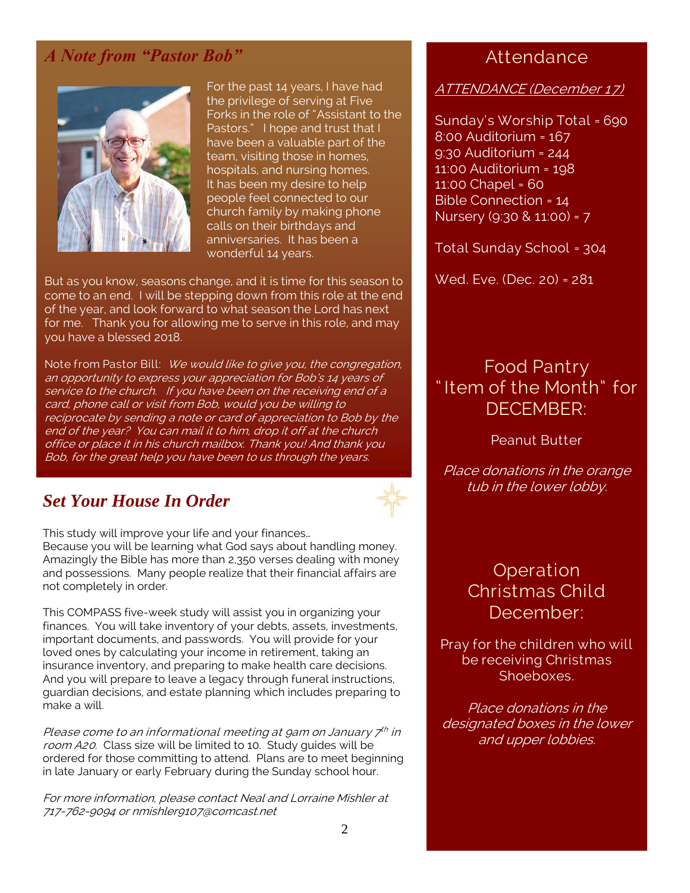## *A Note from "Pastor Bob"*

For the past 14 years, I have had the privilege of serving at Five Forks in the role of "Assistant to the Pastors." I hope and trust that I have been a valuable part of the team, visiting those in homes, hospitals, and nursing homes. It has been my desire to help people feel connected to our church family by making phone calls on their birthdays and anniversaries. It has been a wonderful 14 years.

But as you know, seasons change, and it is time for this season to come to an end. I will be stepping down from this role at the end of the year, and look forward to what season the Lord has next for me. Thank you for allowing me to serve in this role, and may you have a blessed 2018.

Note from Pastor Bill: *We would like to give you, the congregation, an opportunity to express your appreciation for Bob's 14 years of service to the church. If you have been on the receiving end of a card, phone call or visit from Bob, would you be willing to reciprocate by sending a note or card of appreciation to Bob by the end of the year? You can mail it to him, drop it off at the church office or place it in his church mailbox. Thank you! And thank you Bob, for the great help you have been to us through the years.*

## *Set Your House In Order*

This study will improve your life and your finances…
Because you will be learning what God says about handling money. Amazingly the Bible has more than 2,350 verses dealing with money and possessions. Many people realize that their financial affairs are not completely in order.

This COMPASS five-week study will assist you in organizing your finances. You will take inventory of your debts, assets, investments, important documents, and passwords. You will provide for your loved ones by calculating your income in retirement, taking an insurance inventory, and preparing to make health care decisions. And you will prepare to leave a legacy through funeral instructions, guardian decisions, and estate planning which includes preparing to make a will.

*Please come to an informational meeting at 9am on January 7th in room A20.* Class size will be limited to 10. Study guides will be ordered for those committing to attend. Plans are to meet beginning in late January or early February during the Sunday school hour.

*For more information, please contact Neal and Lorraine Mishler at 717-762-9094 or nmishler9107@comcast.net*

## Attendance

ATTENDANCE (December 17)

Sunday's Worship Total = 690
8:00 Auditorium = 167
9:30 Auditorium = 244
11:00 Auditorium = 198
11:00 Chapel = 60
Bible Connection = 14
Nursery (9:30 & 11:00) = 7

Total Sunday School = 304

Wed. Eve. (Dec. 20) = 281

## Food Pantry "Item of the Month" for DECEMBER:

Peanut Butter

*Place donations in the orange tub in the lower lobby.*

## Operation Christmas Child December:

Pray for the children who will be receiving Christmas Shoeboxes.

*Place donations in the designated boxes in the lower and upper lobbies.*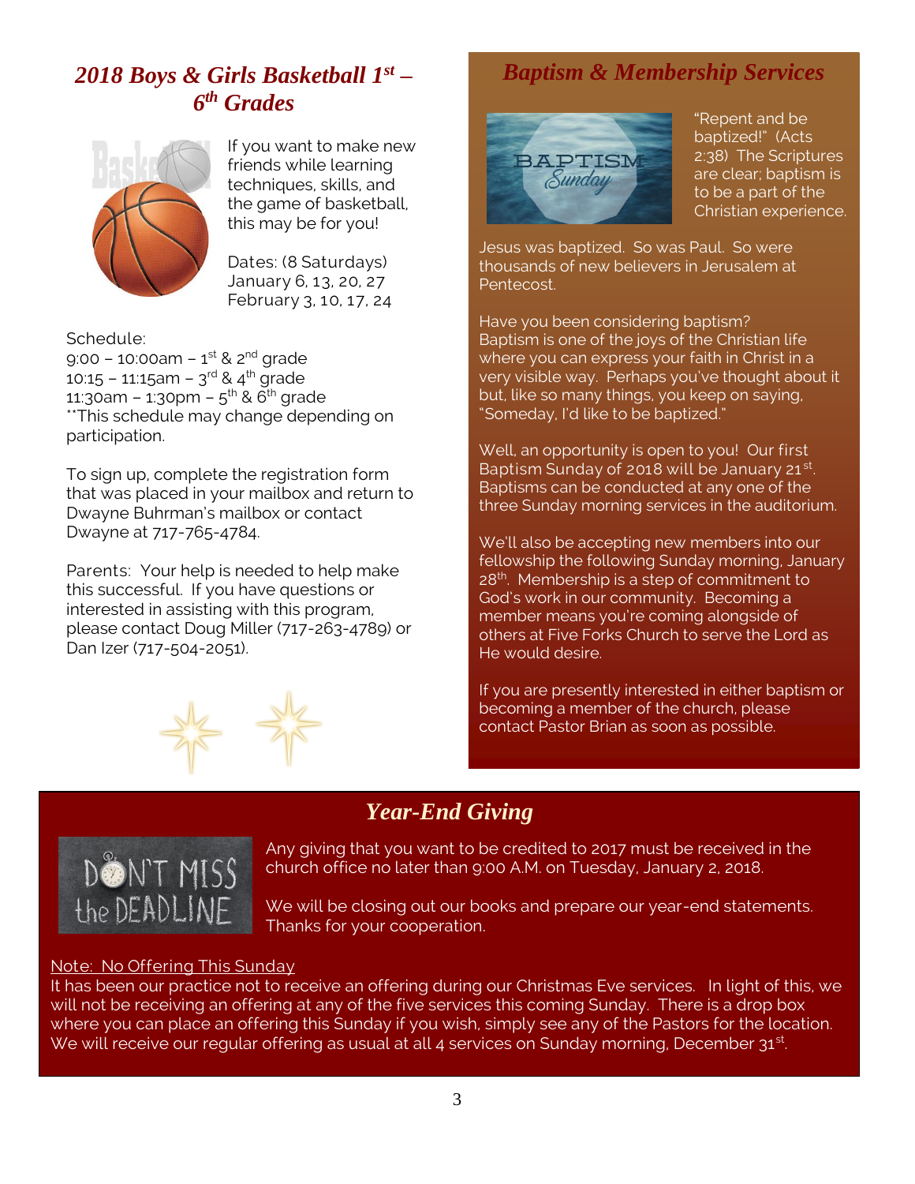## *2018 Boys & Girls Basketball 1st – 6th Grades*

If you want to make new friends while learning techniques, skills, and the game of basketball, this may be for you!

Dates: (8 Saturdays)
January 6, 13, 20, 27
February 3, 10, 17, 24

Schedule:
9:00 – 10:00am – 1st & 2nd grade
10:15 – 11:15am – 3rd & 4th grade
11:30am – 1:30pm – 5th & 6th grade
**This schedule may change depending on participation.

To sign up, complete the registration form that was placed in your mailbox and return to Dwayne Buhrman's mailbox or contact Dwayne at 717-765-4784.

Parents: Your help is needed to help make this successful. If you have questions or interested in assisting with this program, please contact Doug Miller (717-263-4789) or Dan Izer (717-504-2051).

## *Baptism & Membership Services*

"Repent and be baptized!" (Acts 2:38) The Scriptures are clear; baptism is to be a part of the Christian experience.

Jesus was baptized. So was Paul. So were thousands of new believers in Jerusalem at Pentecost.

Have you been considering baptism? Baptism is one of the joys of the Christian life where you can express your faith in Christ in a very visible way. Perhaps you've thought about it but, like so many things, you keep on saying, "Someday, I'd like to be baptized."

Well, an opportunity is open to you! Our first Baptism Sunday of 2018 will be January 21st. Baptisms can be conducted at any one of the three Sunday morning services in the auditorium.

We'll also be accepting new members into our fellowship the following Sunday morning, January 28th. Membership is a step of commitment to God's work in our community. Becoming a member means you're coming alongside of others at Five Forks Church to serve the Lord as He would desire.

If you are presently interested in either baptism or becoming a member of the church, please contact Pastor Brian as soon as possible.

## *Year-End Giving*

Any giving that you want to be credited to 2017 must be received in the church office no later than 9:00 A.M. on Tuesday, January 2, 2018.

We will be closing out our books and prepare our year-end statements. Thanks for your cooperation.

<u>Note: No Offering This Sunday</u>
It has been our practice not to receive an offering during our Christmas Eve services. In light of this, we will not be receiving an offering at any of the five services this coming Sunday. There is a drop box where you can place an offering this Sunday if you wish, simply see any of the Pastors for the location. We will receive our regular offering as usual at all 4 services on Sunday morning, December 31st.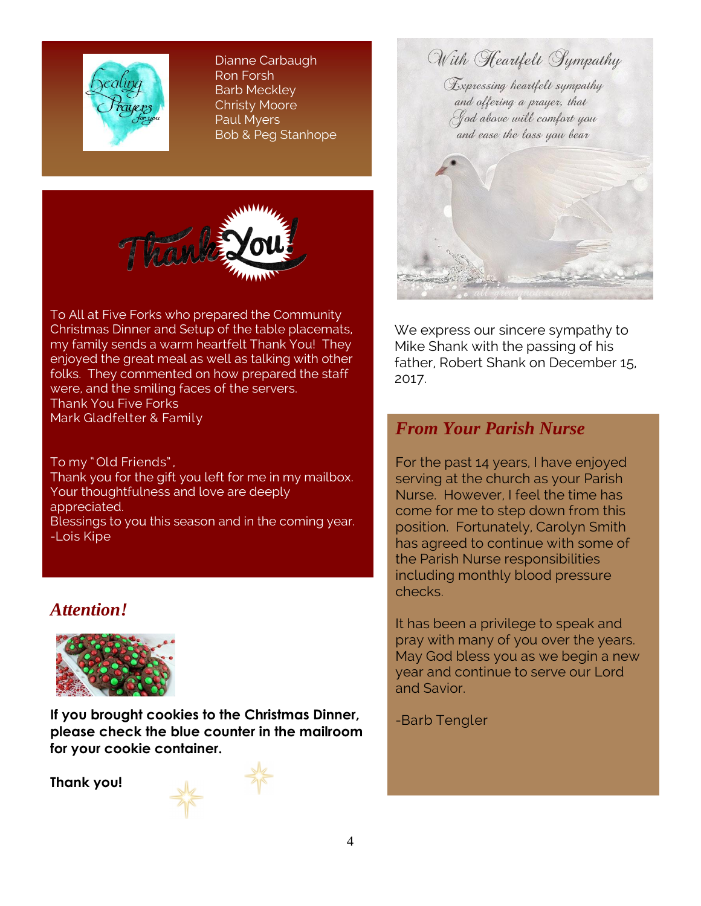Dianne Carbaugh
Ron Forsh
Barb Meckley
Christy Moore
Paul Myers
Bob & Peg Stanhope

To All at Five Forks who prepared the Community Christmas Dinner and Setup of the table placemats, my family sends a warm heartfelt Thank You! They enjoyed the great meal as well as talking with other folks. They commented on how prepared the staff were, and the smiling faces of the servers.
Thank You Five Forks
Mark Gladfelter & Family

To my "Old Friends",
Thank you for the gift you left for me in my mailbox. Your thoughtfulness and love are deeply appreciated.
Blessings to you this season and in the coming year.
-Lois Kipe

## *Attention!*

**If you brought cookies to the Christmas Dinner, please check the blue counter in the mailroom for your cookie container.**

**Thank you!**

We express our sincere sympathy to Mike Shank with the passing of his father, Robert Shank on December 15, 2017.

## *From Your Parish Nurse*

For the past 14 years, I have enjoyed serving at the church as your Parish Nurse. However, I feel the time has come for me to step down from this position. Fortunately, Carolyn Smith has agreed to continue with some of the Parish Nurse responsibilities including monthly blood pressure checks.

It has been a privilege to speak and pray with many of you over the years. May God bless you as we begin a new year and continue to serve our Lord and Savior.

-Barb Tengler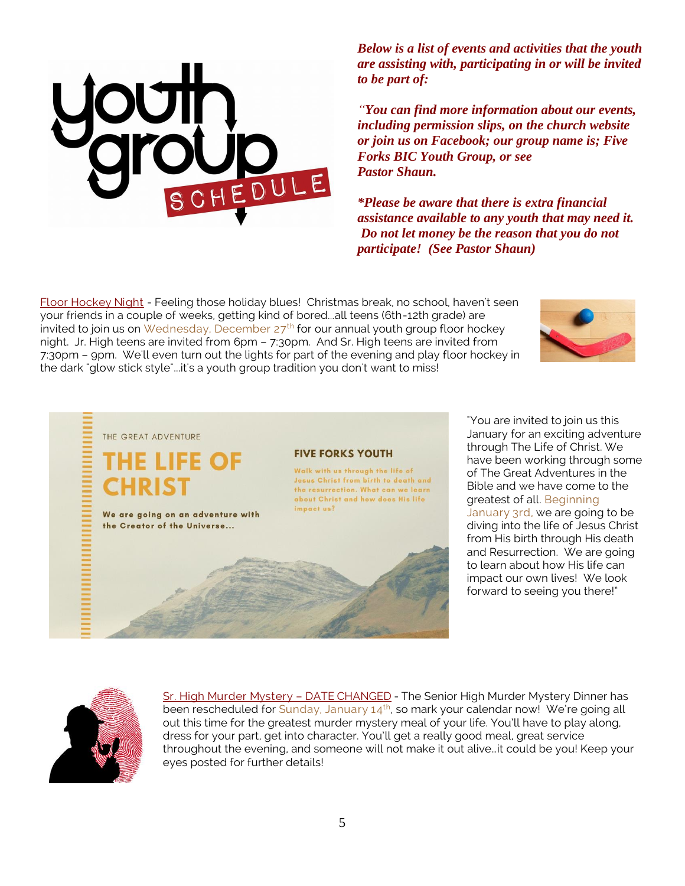# youth group SCHEDULE

***Below is a list of events and activities that the youth are assisting with, participating in or will be invited to be part of:***

***"You can find more information about our events, including permission slips, on the church website or join us on Facebook; our group name is; Five Forks BIC Youth Group, or see Pastor Shaun.***

***\*Please be aware that there is extra financial assistance available to any youth that may need it. Do not let money be the reason that you do not participate! (See Pastor Shaun)***

Floor Hockey Night - Feeling those holiday blues! Christmas break, no school, haven't seen your friends in a couple of weeks, getting kind of bored…all teens (6th-12th grade) are invited to join us on Wednesday, December 27th for our annual youth group floor hockey night. Jr. High teens are invited from 6pm – 7:30pm. And Sr. High teens are invited from 7:30pm – 9pm. We'll even turn out the lights for part of the evening and play floor hockey in the dark "glow stick style"…it's a youth group tradition you don't want to miss!

THE GREAT ADVENTURE

**THE LIFE OF CHRIST**

**We are going on an adventure with the Creator of the Universe...**

**FIVE FORKS YOUTH**

**Walk with us through the life of Jesus Christ from birth to death and the resurrection. What can we learn about Christ and how does His life impact us?**

"You are invited to join us this January for an exciting adventure through The Life of Christ. We have been working through some of The Great Adventures in the Bible and we have come to the greatest of all. Beginning January 3rd, we are going to be diving into the life of Jesus Christ from His birth through His death and Resurrection. We are going to learn about how His life can impact our own lives! We look forward to seeing you there!"

Sr. High Murder Mystery – DATE CHANGED - The Senior High Murder Mystery Dinner has been rescheduled for Sunday, January 14th, so mark your calendar now! We're going all out this time for the greatest murder mystery meal of your life. You'll have to play along, dress for your part, get into character. You'll get a really good meal, great service throughout the evening, and someone will not make it out alive…it could be you! Keep your eyes posted for further details!